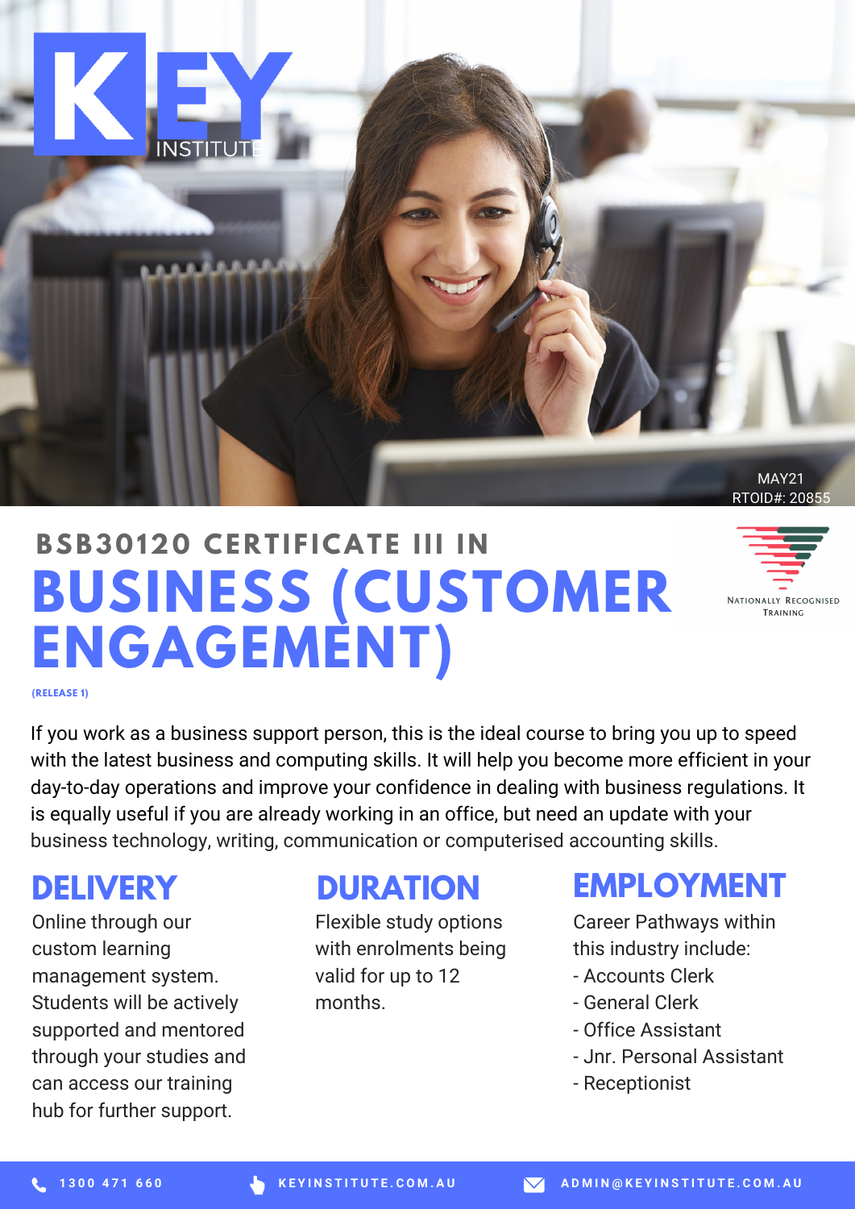KEY INSTITUTE

MAY21
RTOID#: 20855

## BSB30120 CERTIFICATE III IN

# BUSINESS (CUSTOMER ENGAGEMENT)

**(RELEASE 1)**

Nationally Recognised Training

If you work as a business support person, this is the ideal course to bring you up to speed with the latest business and computing skills. It will help you become more efficient in your day-to-day operations and improve your confidence in dealing with business regulations. It is equally useful if you are already working in an office, but need an update with your business technology, writing, communication or computerised accounting skills.

## DELIVERY

Online through our custom learning management system. Students will be actively supported and mentored through your studies and can access our training hub for further support.

## DURATION

Flexible study options with enrolments being valid for up to 12 months.

## EMPLOYMENT

Career Pathways within this industry include:

- Accounts Clerk
- General Clerk
- Office Assistant
- Jnr. Personal Assistant
- Receptionist

1300 471 660 | KEYINSTITUTE.COM.AU | ADMIN@KEYINSTITUTE.COM.AU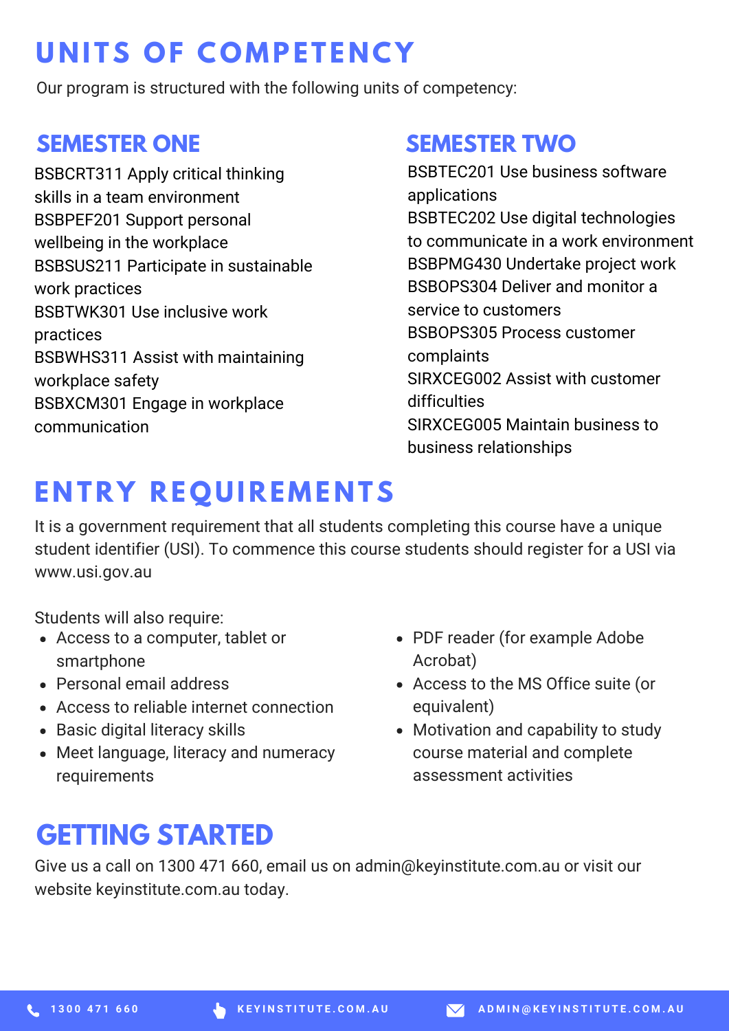# UNITS OF COMPETENCY

Our program is structured with the following units of competency:

## SEMESTER ONE

BSBCRT311 Apply critical thinking skills in a team environment
BSBPEF201 Support personal wellbeing in the workplace
BSBSUS211 Participate in sustainable work practices
BSBTWK301 Use inclusive work practices
BSBWHS311 Assist with maintaining workplace safety
BSBXCM301 Engage in workplace communication

## SEMESTER TWO

BSBTEC201 Use business software applications
BSBTEC202 Use digital technologies to communicate in a work environment
BSBPMG430 Undertake project work
BSBOPS304 Deliver and monitor a service to customers
BSBOPS305 Process customer complaints
SIRXCEG002 Assist with customer difficulties
SIRXCEG005 Maintain business to business relationships

# ENTRY REQUIREMENTS

It is a government requirement that all students completing this course have a unique student identifier (USI). To commence this course students should register for a USI via www.usi.gov.au

Students will also require:

- Access to a computer, tablet or smartphone
- Personal email address
- Access to reliable internet connection
- Basic digital literacy skills
- Meet language, literacy and numeracy requirements
- PDF reader (for example Adobe Acrobat)
- Access to the MS Office suite (or equivalent)
- Motivation and capability to study course material and complete assessment activities

# GETTING STARTED

Give us a call on 1300 471 660, email us on admin@keyinstitute.com.au or visit our website keyinstitute.com.au today.

1300 471 660 KEYINSTITUTE.COM.AU ADMIN@KEYINSTITUTE.COM.AU